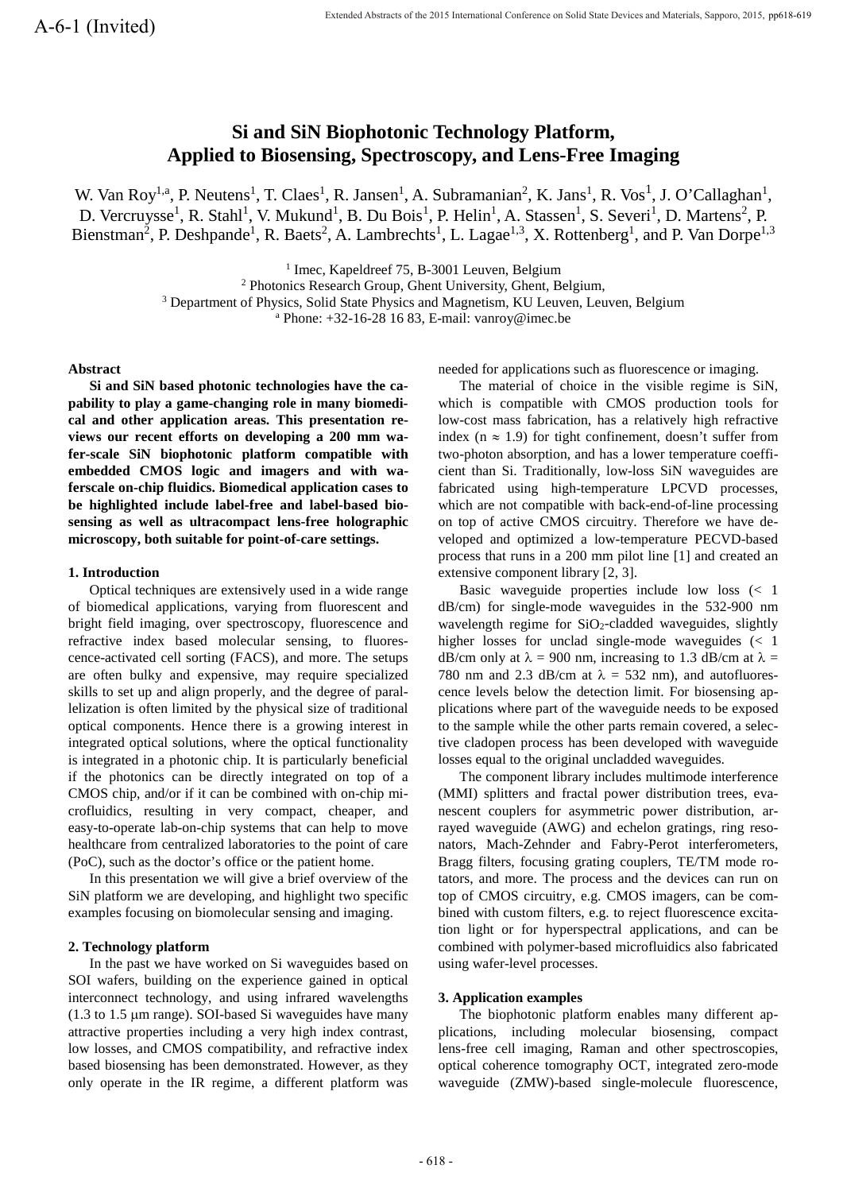A-6-1 (Invited)

# Si and SiN Biophotonic Technology Platform, Applied to Biosensing, Spectroscopy, and Lens-Free Imaging

W. Van Roy[1,a], P. Neutens[1], T. Claes[1], R. Jansen[1], A. Subramanian[2], K. Jans[1], R. Vos[1], J. O'Callaghan[1], D. Vercruysse[1], R. Stahl[1], V. Mukund[1], B. Du Bois[1], P. Helin[1], A. Stassen[1], S. Severi[1], D. Martens[2], P. Bienstman[2], P. Deshpande[1], R. Baets[2], A. Lambrechts[1], L. Lagae[1,3], X. Rottenberg[1], and P. Van Dorpe[1,3]

[1] Imec, Kapeldreef 75, B-3001 Leuven, Belgium
[2] Photonics Research Group, Ghent University, Ghent, Belgium,
[3] Department of Physics, Solid State Physics and Magnetism, KU Leuven, Leuven, Belgium
[a] Phone: +32-16-28 16 83, E-mail: vanroy@imec.be

**Abstract**

**Si and SiN based photonic technologies have the capability to play a game-changing role in many biomedical and other application areas. This presentation reviews our recent efforts on developing a 200 mm wafer-scale SiN biophotonic platform compatible with embedded CMOS logic and imagers and with waferscale on-chip fluidics. Biomedical application cases to be highlighted include label-free and label-based biosensing as well as ultracompact lens-free holographic microscopy, both suitable for point-of-care settings.**

## 1. Introduction

Optical techniques are extensively used in a wide range of biomedical applications, varying from fluorescent and bright field imaging, over spectroscopy, fluorescence and refractive index based molecular sensing, to fluorescence-activated cell sorting (FACS), and more. The setups are often bulky and expensive, may require specialized skills to set up and align properly, and the degree of parallelization is often limited by the physical size of traditional optical components. Hence there is a growing interest in integrated optical solutions, where the optical functionality is integrated in a photonic chip. It is particularly beneficial if the photonics can be directly integrated on top of a CMOS chip, and/or if it can be combined with on-chip microfluidics, resulting in very compact, cheaper, and easy-to-operate lab-on-chip systems that can help to move healthcare from centralized laboratories to the point of care (PoC), such as the doctor's office or the patient home.

In this presentation we will give a brief overview of the SiN platform we are developing, and highlight two specific examples focusing on biomolecular sensing and imaging.

## 2. Technology platform

In the past we have worked on Si waveguides based on SOI wafers, building on the experience gained in optical interconnect technology, and using infrared wavelengths (1.3 to 1.5 μm range). SOI-based Si waveguides have many attractive properties including a very high index contrast, low losses, and CMOS compatibility, and refractive index based biosensing has been demonstrated. However, as they only operate in the IR regime, a different platform was needed for applications such as fluorescence or imaging.

The material of choice in the visible regime is SiN, which is compatible with CMOS production tools for low-cost mass fabrication, has a relatively high refractive index ($n \approx 1.9$) for tight confinement, doesn't suffer from two-photon absorption, and has a lower temperature coefficient than Si. Traditionally, low-loss SiN waveguides are fabricated using high-temperature LPCVD processes, which are not compatible with back-end-of-line processing on top of active CMOS circuitry. Therefore we have developed and optimized a low-temperature PECVD-based process that runs in a 200 mm pilot line [1] and created an extensive component library [2, 3].

Basic waveguide properties include low loss (< 1 dB/cm) for single-mode waveguides in the 532-900 nm wavelength regime for $SiO_2$-cladded waveguides, slightly higher losses for unclad single-mode waveguides (< 1 dB/cm only at $\lambda$ = 900 nm, increasing to 1.3 dB/cm at $\lambda$ = 780 nm and 2.3 dB/cm at $\lambda$ = 532 nm), and autofluorescence levels below the detection limit. For biosensing applications where part of the waveguide needs to be exposed to the sample while the other parts remain covered, a selective cladopen process has been developed with waveguide losses equal to the original uncladded waveguides.

The component library includes multimode interference (MMI) splitters and fractal power distribution trees, evanescent couplers for asymmetric power distribution, arrayed waveguide (AWG) and echelon gratings, ring resonators, Mach-Zehnder and Fabry-Perot interferometers, Bragg filters, focusing grating couplers, TE/TM mode rotators, and more. The process and the devices can run on top of CMOS circuitry, e.g. CMOS imagers, can be combined with custom filters, e.g. to reject fluorescence excitation light or for hyperspectral applications, and can be combined with polymer-based microfluidics also fabricated using wafer-level processes.

## 3. Application examples

The biophotonic platform enables many different applications, including molecular biosensing, compact lens-free cell imaging, Raman and other spectroscopies, optical coherence tomography OCT, integrated zero-mode waveguide (ZMW)-based single-molecule fluorescence,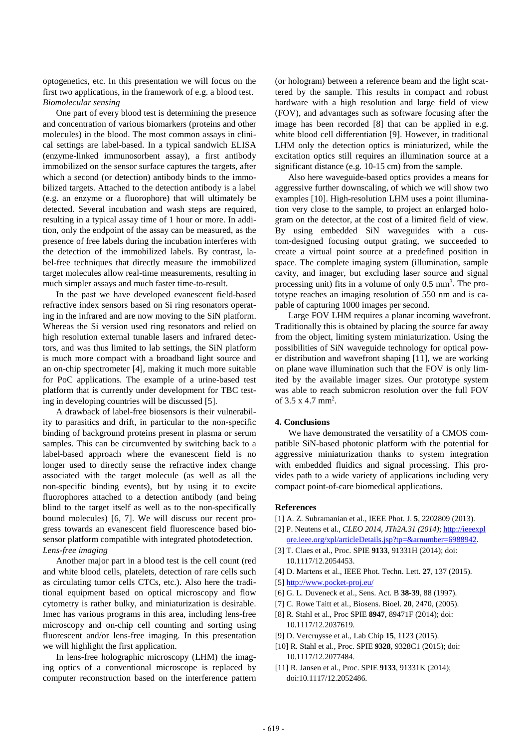optogenetics, etc. In this presentation we will focus on the first two applications, in the framework of e.g. a blood test.

*Biomolecular sensing*

One part of every blood test is determining the presence and concentration of various biomarkers (proteins and other molecules) in the blood. The most common assays in clinical settings are label-based. In a typical sandwich ELISA (enzyme-linked immunosorbent assay), a first antibody immobilized on the sensor surface captures the targets, after which a second (or detection) antibody binds to the immobilized targets. Attached to the detection antibody is a label (e.g. an enzyme or a fluorophore) that will ultimately be detected. Several incubation and wash steps are required, resulting in a typical assay time of 1 hour or more. In addition, only the endpoint of the assay can be measured, as the presence of free labels during the incubation interferes with the detection of the immobilized labels. By contrast, label-free techniques that directly measure the immobilized target molecules allow real-time measurements, resulting in much simpler assays and much faster time-to-result.

In the past we have developed evanescent field-based refractive index sensors based on Si ring resonators operating in the infrared and are now moving to the SiN platform. Whereas the Si version used ring resonators and relied on high resolution external tunable lasers and infrared detectors, and was thus limited to lab settings, the SiN platform is much more compact with a broadband light source and an on-chip spectrometer [4], making it much more suitable for PoC applications. The example of a urine-based test platform that is currently under development for TBC testing in developing countries will be discussed [5].

A drawback of label-free biosensors is their vulnerability to parasitics and drift, in particular to the non-specific binding of background proteins present in plasma or serum samples. This can be circumvented by switching back to a label-based approach where the evanescent field is no longer used to directly sense the refractive index change associated with the target molecule (as well as all the non-specific binding events), but by using it to excite fluorophores attached to a detection antibody (and being blind to the target itself as well as to the non-specifically bound molecules) [6, 7]. We will discuss our recent progress towards an evanescent field fluorescence based biosensor platform compatible with integrated photodetection.

*Lens-free imaging*

Another major part in a blood test is the cell count (red and white blood cells, platelets, detection of rare cells such as circulating tumor cells CTCs, etc.). Also here the traditional equipment based on optical microscopy and flow cytometry is rather bulky, and miniaturization is desirable. Imec has various programs in this area, including lens-free microscopy and on-chip cell counting and sorting using fluorescent and/or lens-free imaging. In this presentation we will highlight the first application.

In lens-free holographic microscopy (LHM) the imaging optics of a conventional microscope is replaced by computer reconstruction based on the interference pattern (or hologram) between a reference beam and the light scattered by the sample. This results in compact and robust hardware with a high resolution and large field of view (FOV), and advantages such as software focusing after the image has been recorded [8] that can be applied in e.g. white blood cell differentiation [9]. However, in traditional LHM only the detection optics is miniaturized, while the excitation optics still requires an illumination source at a significant distance (e.g. 10-15 cm) from the sample.

Also here waveguide-based optics provides a means for aggressive further downscaling, of which we will show two examples [10]. High-resolution LHM uses a point illumination very close to the sample, to project an enlarged hologram on the detector, at the cost of a limited field of view. By using embedded SiN waveguides with a custom-designed focusing output grating, we succeeded to create a virtual point source at a predefined position in space. The complete imaging system (illumination, sample cavity, and imager, but excluding laser source and signal processing unit) fits in a volume of only 0.5 $mm^3$. The prototype reaches an imaging resolution of 550 nm and is capable of capturing 1000 images per second.

Large FOV LHM requires a planar incoming wavefront. Traditionally this is obtained by placing the source far away from the object, limiting system miniaturization. Using the possibilities of SiN waveguide technology for optical power distribution and wavefront shaping [11], we are working on plane wave illumination such that the FOV is only limited by the available imager sizes. Our prototype system was able to reach submicron resolution over the full FOV of 3.5 x 4.7 $mm^2$.

## 4. Conclusions

We have demonstrated the versatility of a CMOS compatible SiN-based photonic platform with the potential for aggressive miniaturization thanks to system integration with embedded fluidics and signal processing. This provides path to a wide variety of applications including very compact point-of-care biomedical applications.

## References

[1] A. Z. Subramanian et al., IEEE Phot. J. **5**, 2202809 (2013).

[2] P. Neutens et al., *CLEO 2014, JTh2A.31 (2014)*; http://ieeexplore.ieee.org/xpl/articleDetails.jsp?tp=&arnumber=6988942.

[3] T. Claes et al., Proc. SPIE **9133**, 91331H (2014); doi: 10.1117/12.2054453.

[4] D. Martens et al., IEEE Phot. Techn. Lett. **27**, 137 (2015).

[5] http://www.pocket-proj.eu/

[6] G. L. Duveneck et al., Sens. Act. B **38-39**, 88 (1997).

[7] C. Rowe Taitt et al., Biosens. Bioel. **20**, 2470, (2005).

[8] R. Stahl et al., Proc SPIE **8947**, 89471F (2014); doi: 10.1117/12.2037619.

[9] D. Vercruysse et al., Lab Chip **15**, 1123 (2015).

[10] R. Stahl et al., Proc. SPIE **9328**, 9328C1 (2015); doi: 10.1117/12.2077484.

[11] R. Jansen et al., Proc. SPIE **9133**, 91331K (2014); doi:10.1117/12.2052486.